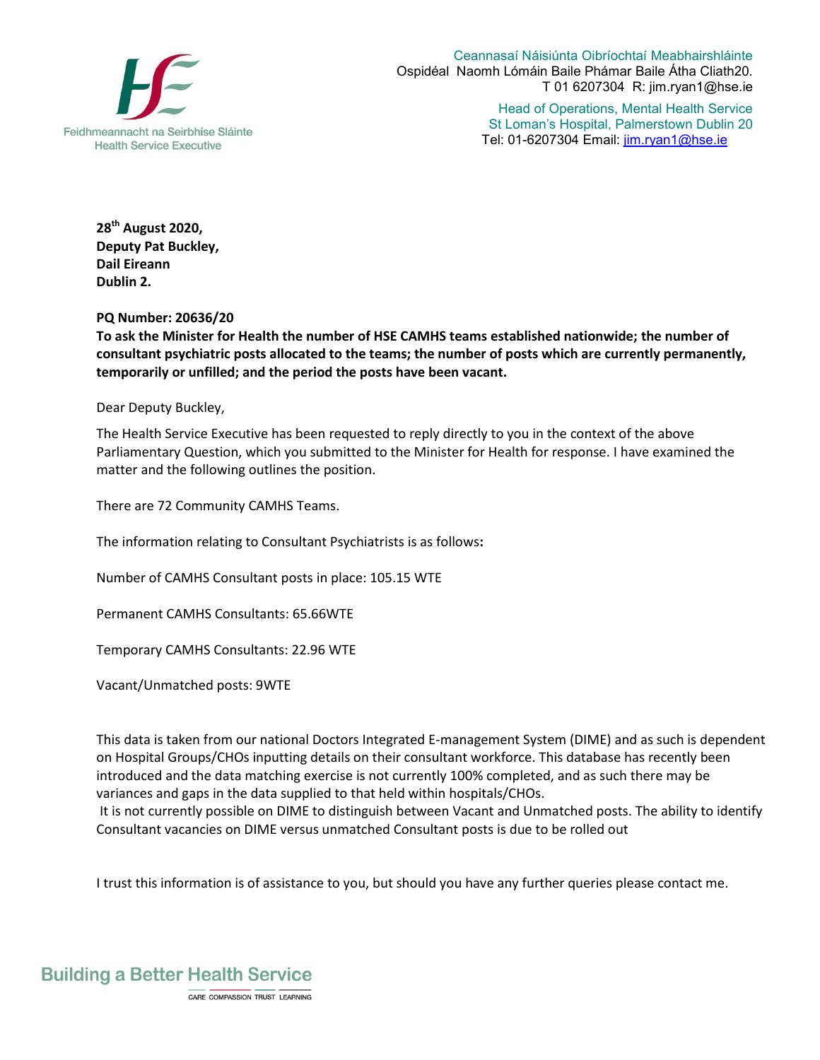Feidhmeannacht na Seirbhíse Sláinte
Health Service Executive

Ceannasaí Náisiúnta Oibríochtaí Meabhairshláinte
Ospidéal Naomh Lómáin Baile Phámar Baile Átha Cliath20.
T 01 6207304 R: jim.ryan1@hse.ie

Head of Operations, Mental Health Service
St Loman's Hospital, Palmerstown Dublin 20
Tel: 01-6207304 Email: jim.ryan1@hse.ie

**28th August 2020,**
**Deputy Pat Buckley,**
**Dail Eireann**
**Dublin 2.**

**PQ Number: 20636/20**
**To ask the Minister for Health the number of HSE CAMHS teams established nationwide; the number of consultant psychiatric posts allocated to the teams; the number of posts which are currently permanently, temporarily or unfilled; and the period the posts have been vacant.**

Dear Deputy Buckley,

The Health Service Executive has been requested to reply directly to you in the context of the above Parliamentary Question, which you submitted to the Minister for Health for response. I have examined the matter and the following outlines the position.

There are 72 Community CAMHS Teams.

The information relating to Consultant Psychiatrists is as follows**:**

Number of CAMHS Consultant posts in place: 105.15 WTE

Permanent CAMHS Consultants: 65.66WTE

Temporary CAMHS Consultants: 22.96 WTE

Vacant/Unmatched posts: 9WTE

This data is taken from our national Doctors Integrated E-management System (DIME) and as such is dependent on Hospital Groups/CHOs inputting details on their consultant workforce. This database has recently been introduced and the data matching exercise is not currently 100% completed, and as such there may be variances and gaps in the data supplied to that held within hospitals/CHOs.
It is not currently possible on DIME to distinguish between Vacant and Unmatched posts. The ability to identify Consultant vacancies on DIME versus unmatched Consultant posts is due to be rolled out

I trust this information is of assistance to you, but should you have any further queries please contact me.

Building a Better Health Service

CARE COMPASSION TRUST LEARNING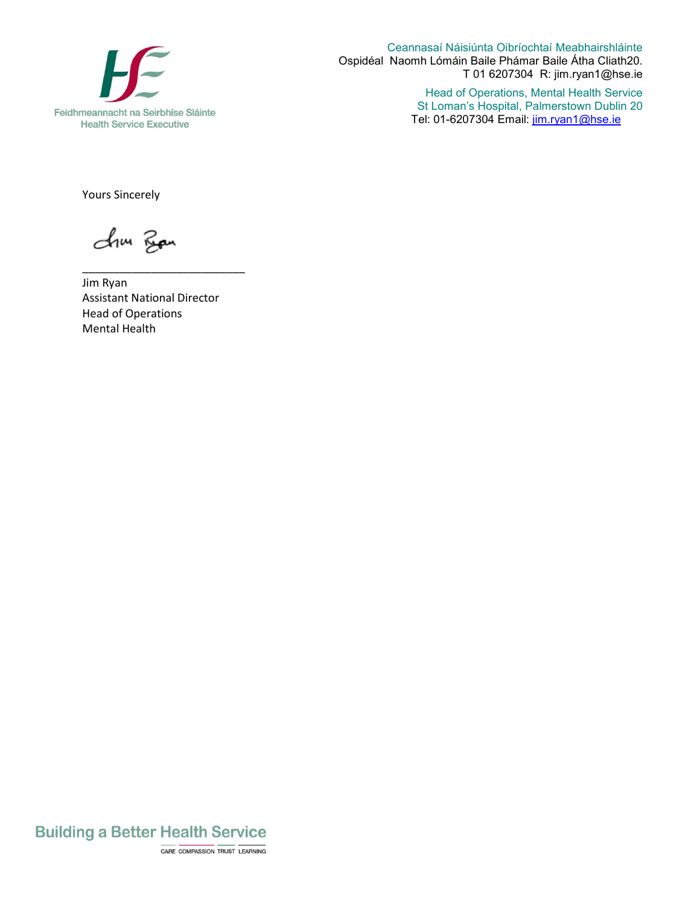Ceannasaí Náisiúnta Oibríochtaí Meabhairshláinte
Ospidéal Naomh Lómáin Baile Phámar Baile Átha Cliath20.
T 01 6207304 R: jim.ryan1@hse.ie

Head of Operations, Mental Health Service
St Loman's Hospital, Palmerstown Dublin 20
Tel: 01-6207304 Email: jim.ryan1@hse.ie

Feidhmeannacht na Seirbhíse Sláinte
Health Service Executive

Yours Sincerely

___________________________
Jim Ryan
Assistant National Director
Head of Operations
Mental Health

Building a Better Health Service

CARE COMPASSION TRUST LEARNING